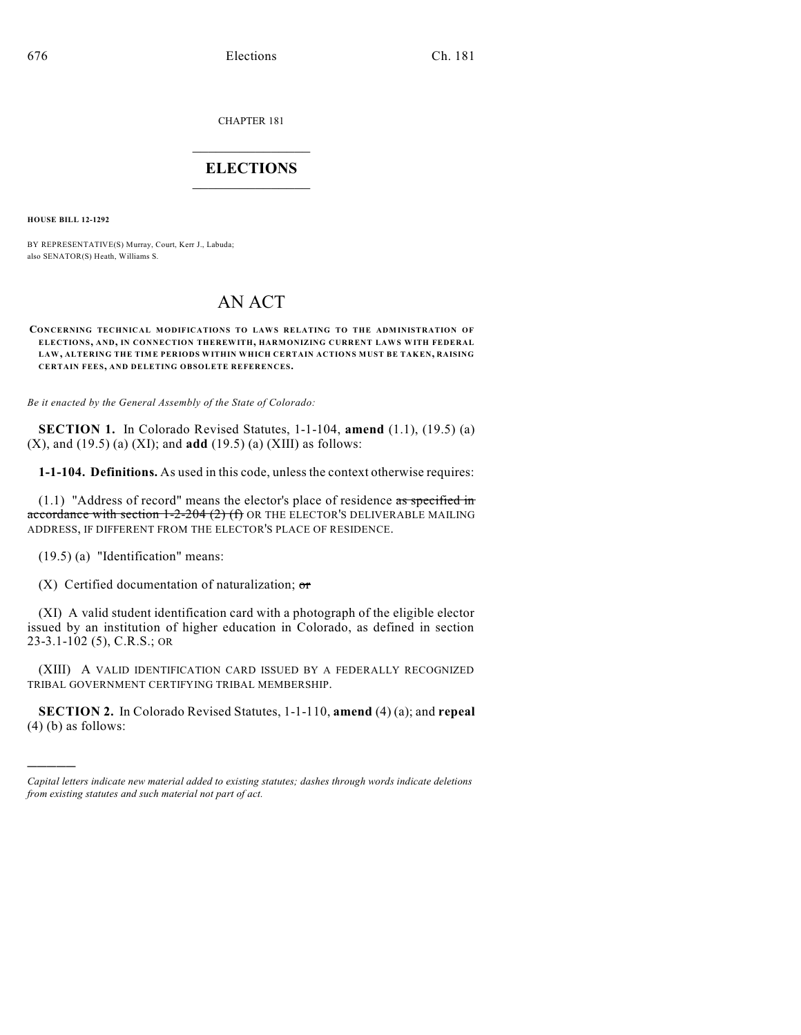CHAPTER 181

## ELECTIONS

**HOUSE BILL 12-1292**

BY REPRESENTATIVE(S) Murray, Court, Kerr J., Labuda;
also SENATOR(S) Heath, Williams S.

# AN ACT

**CONCERNING TECHNICAL MODIFICATIONS TO LAWS RELATING TO THE ADMINISTRATION OF ELECTIONS, AND, IN CONNECTION THEREWITH, HARMONIZING CURRENT LAWS WITH FEDERAL LAW, ALTERING THE TIME PERIODS WITHIN WHICH CERTAIN ACTIONS MUST BE TAKEN, RAISING CERTAIN FEES, AND DELETING OBSOLETE REFERENCES.**

*Be it enacted by the General Assembly of the State of Colorado:*

**SECTION 1.** In Colorado Revised Statutes, 1-1-104, **amend** (1.1), (19.5) (a) (X), and (19.5) (a) (XI); and **add** (19.5) (a) (XIII) as follows:

**1-1-104. Definitions.** As used in this code, unless the context otherwise requires:

(1.1) "Address of record" means the elector's place of residence ~~as specified in accordance with section 1-2-204 (2) (f)~~ OR THE ELECTOR'S DELIVERABLE MAILING ADDRESS, IF DIFFERENT FROM THE ELECTOR'S PLACE OF RESIDENCE.

(19.5) (a) "Identification" means:

(X) Certified documentation of naturalization; ~~or~~

(XI) A valid student identification card with a photograph of the eligible elector issued by an institution of higher education in Colorado, as defined in section 23-3.1-102 (5), C.R.S.; OR

(XIII) A VALID IDENTIFICATION CARD ISSUED BY A FEDERALLY RECOGNIZED TRIBAL GOVERNMENT CERTIFYING TRIBAL MEMBERSHIP.

**SECTION 2.** In Colorado Revised Statutes, 1-1-110, **amend** (4) (a); and **repeal** (4) (b) as follows:

---

*Capital letters indicate new material added to existing statutes; dashes through words indicate deletions from existing statutes and such material not part of act.*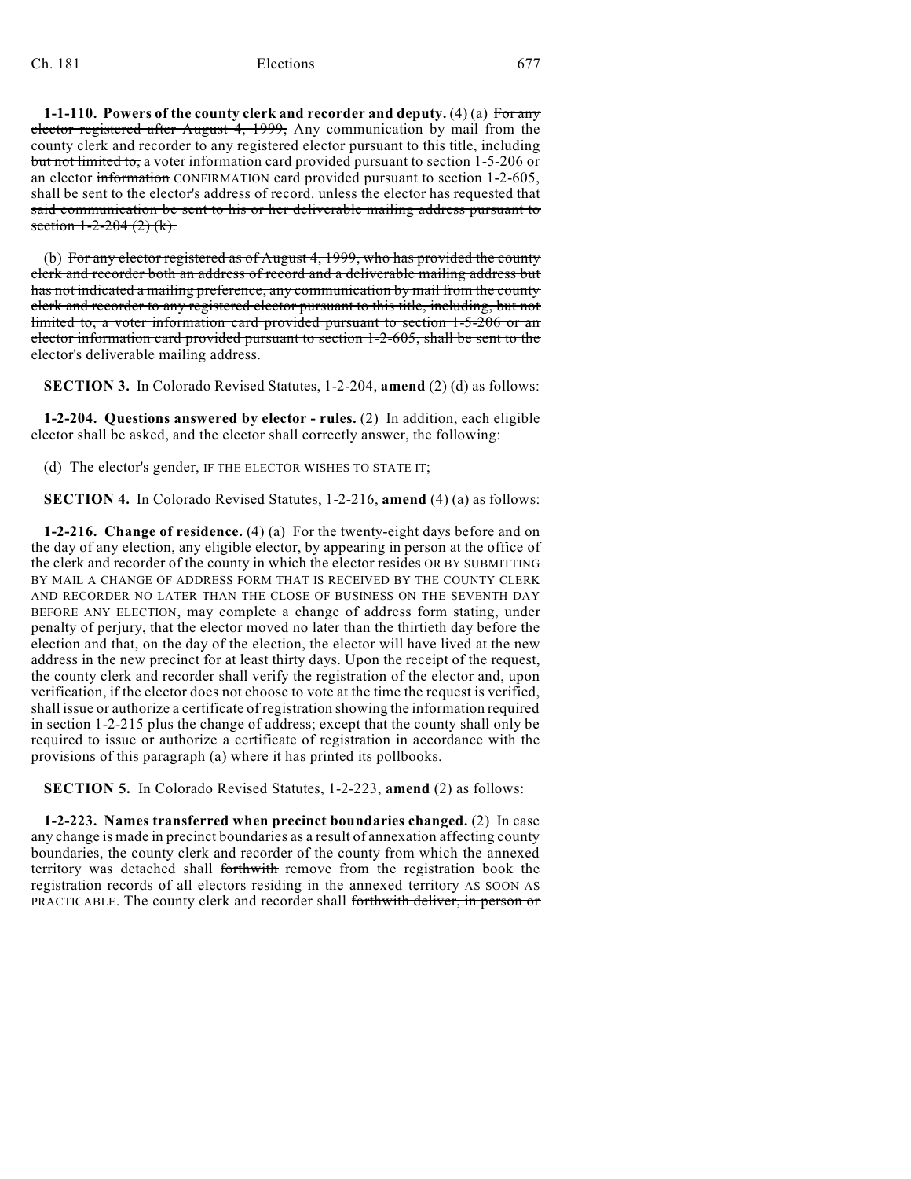**1-1-110. Powers of the county clerk and recorder and deputy.** (4) (a) ~~For any elector registered after August 4, 1999,~~ Any communication by mail from the county clerk and recorder to any registered elector pursuant to this title, including ~~but not limited to,~~ a voter information card provided pursuant to section 1-5-206 or an elector ~~information~~ CONFIRMATION card provided pursuant to section 1-2-605, shall be sent to the elector's address of record. ~~unless the elector has requested that said communication be sent to his or her deliverable mailing address pursuant to section 1-2-204 (2) (k).~~

(b) ~~For any elector registered as of August 4, 1999, who has provided the county clerk and recorder both an address of record and a deliverable mailing address but has not indicated a mailing preference, any communication by mail from the county clerk and recorder to any registered elector pursuant to this title, including, but not limited to, a voter information card provided pursuant to section 1-5-206 or an elector information card provided pursuant to section 1-2-605, shall be sent to the elector's deliverable mailing address.~~

**SECTION 3.** In Colorado Revised Statutes, 1-2-204, **amend** (2) (d) as follows:

**1-2-204. Questions answered by elector - rules.** (2) In addition, each eligible elector shall be asked, and the elector shall correctly answer, the following:

(d) The elector's gender, IF THE ELECTOR WISHES TO STATE IT;

**SECTION 4.** In Colorado Revised Statutes, 1-2-216, **amend** (4) (a) as follows:

**1-2-216. Change of residence.** (4) (a) For the twenty-eight days before and on the day of any election, any eligible elector, by appearing in person at the office of the clerk and recorder of the county in which the elector resides OR BY SUBMITTING BY MAIL A CHANGE OF ADDRESS FORM THAT IS RECEIVED BY THE COUNTY CLERK AND RECORDER NO LATER THAN THE CLOSE OF BUSINESS ON THE SEVENTH DAY BEFORE ANY ELECTION, may complete a change of address form stating, under penalty of perjury, that the elector moved no later than the thirtieth day before the election and that, on the day of the election, the elector will have lived at the new address in the new precinct for at least thirty days. Upon the receipt of the request, the county clerk and recorder shall verify the registration of the elector and, upon verification, if the elector does not choose to vote at the time the request is verified, shall issue or authorize a certificate of registration showing the information required in section 1-2-215 plus the change of address; except that the county shall only be required to issue or authorize a certificate of registration in accordance with the provisions of this paragraph (a) where it has printed its pollbooks.

**SECTION 5.** In Colorado Revised Statutes, 1-2-223, **amend** (2) as follows:

**1-2-223. Names transferred when precinct boundaries changed.** (2) In case any change is made in precinct boundaries as a result of annexation affecting county boundaries, the county clerk and recorder of the county from which the annexed territory was detached shall ~~forthwith~~ remove from the registration book the registration records of all electors residing in the annexed territory AS SOON AS PRACTICABLE. The county clerk and recorder shall ~~forthwith deliver, in person or~~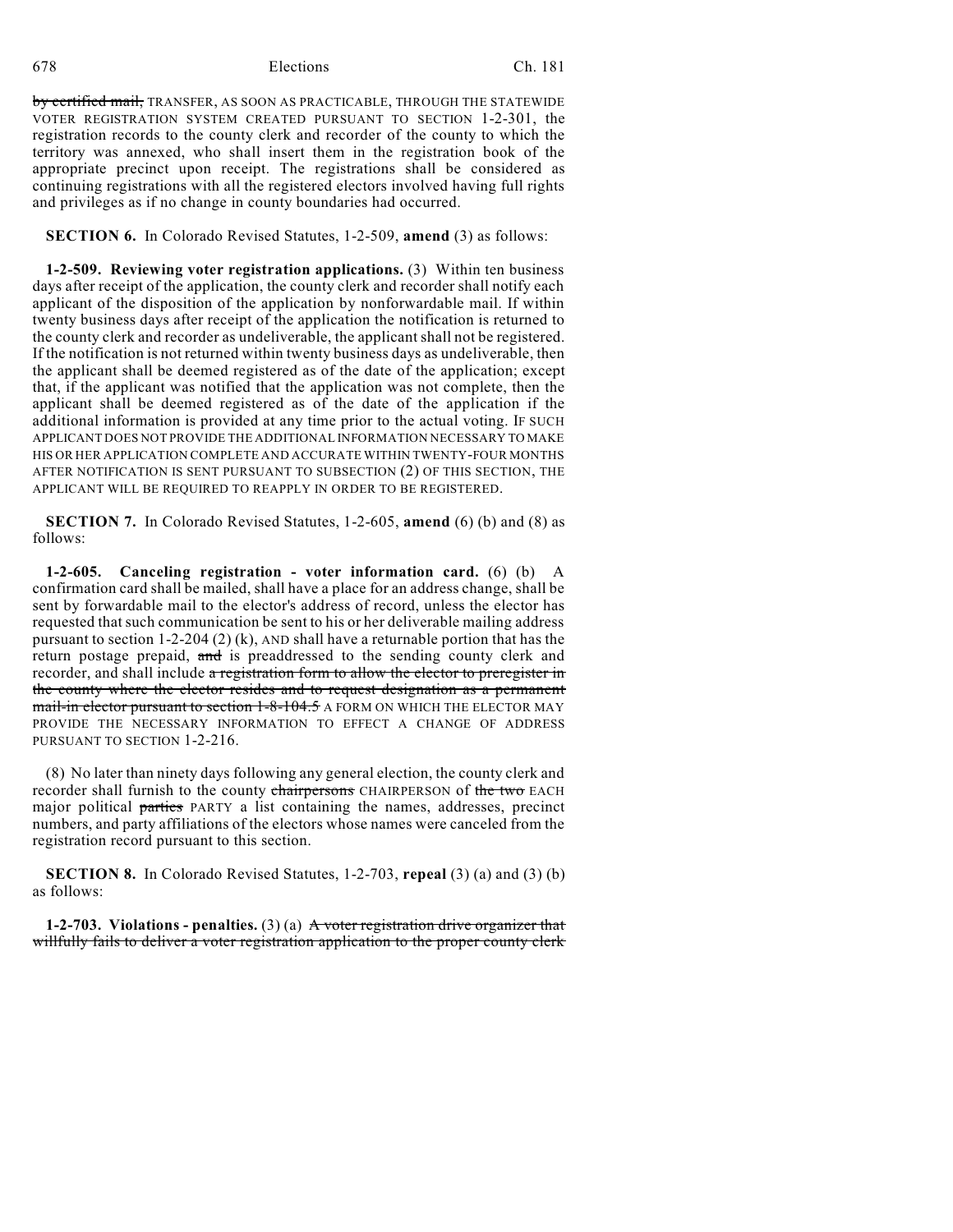~~by certified mail,~~ TRANSFER, AS SOON AS PRACTICABLE, THROUGH THE STATEWIDE VOTER REGISTRATION SYSTEM CREATED PURSUANT TO SECTION 1-2-301, the registration records to the county clerk and recorder of the county to which the territory was annexed, who shall insert them in the registration book of the appropriate precinct upon receipt. The registrations shall be considered as continuing registrations with all the registered electors involved having full rights and privileges as if no change in county boundaries had occurred.

**SECTION 6.** In Colorado Revised Statutes, 1-2-509, **amend** (3) as follows:

**1-2-509. Reviewing voter registration applications.** (3) Within ten business days after receipt of the application, the county clerk and recorder shall notify each applicant of the disposition of the application by nonforwardable mail. If within twenty business days after receipt of the application the notification is returned to the county clerk and recorder as undeliverable, the applicant shall not be registered. If the notification is not returned within twenty business days as undeliverable, then the applicant shall be deemed registered as of the date of the application; except that, if the applicant was notified that the application was not complete, then the applicant shall be deemed registered as of the date of the application if the additional information is provided at any time prior to the actual voting. IF SUCH APPLICANT DOES NOT PROVIDE THE ADDITIONAL INFORMATION NECESSARY TO MAKE HIS OR HER APPLICATION COMPLETE AND ACCURATE WITHIN TWENTY-FOUR MONTHS AFTER NOTIFICATION IS SENT PURSUANT TO SUBSECTION (2) OF THIS SECTION, THE APPLICANT WILL BE REQUIRED TO REAPPLY IN ORDER TO BE REGISTERED.

**SECTION 7.** In Colorado Revised Statutes, 1-2-605, **amend** (6) (b) and (8) as follows:

**1-2-605. Canceling registration - voter information card.** (6) (b) A confirmation card shall be mailed, shall have a place for an address change, shall be sent by forwardable mail to the elector's address of record, unless the elector has requested that such communication be sent to his or her deliverable mailing address pursuant to section 1-2-204 (2) (k), AND shall have a returnable portion that has the return postage prepaid, ~~and~~ is preaddressed to the sending county clerk and recorder, and shall include ~~a registration form to allow the elector to preregister in the county where the elector resides and to request designation as a permanent mail-in elector pursuant to section 1-8-104.5~~ A FORM ON WHICH THE ELECTOR MAY PROVIDE THE NECESSARY INFORMATION TO EFFECT A CHANGE OF ADDRESS PURSUANT TO SECTION 1-2-216.

(8) No later than ninety days following any general election, the county clerk and recorder shall furnish to the county ~~chairpersons~~ CHAIRPERSON of ~~the two~~ EACH major political ~~parties~~ PARTY a list containing the names, addresses, precinct numbers, and party affiliations of the electors whose names were canceled from the registration record pursuant to this section.

**SECTION 8.** In Colorado Revised Statutes, 1-2-703, **repeal** (3) (a) and (3) (b) as follows:

**1-2-703. Violations - penalties.** (3) (a) ~~A voter registration drive organizer that willfully fails to deliver a voter registration application to the proper county clerk~~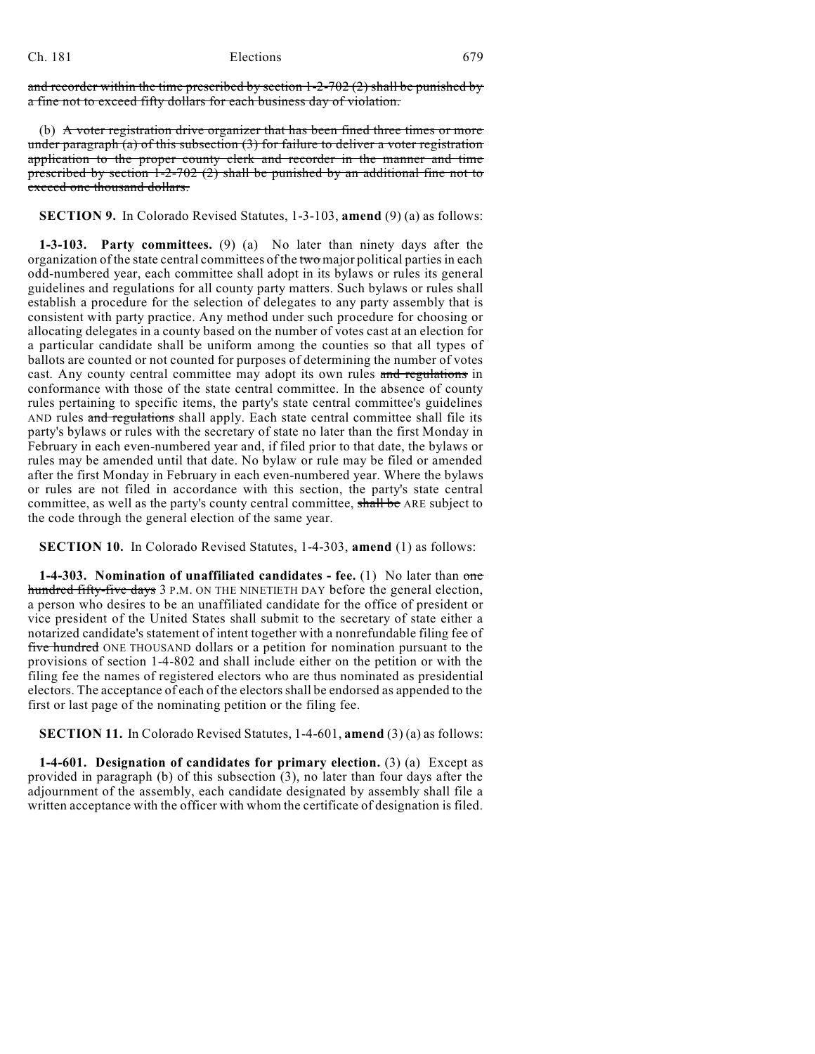~~and recorder within the time prescribed by section 1-2-702 (2) shall be punished by a fine not to exceed fifty dollars for each business day of violation.~~

(b) ~~A voter registration drive organizer that has been fined three times or more under paragraph (a) of this subsection (3) for failure to deliver a voter registration application to the proper county clerk and recorder in the manner and time prescribed by section 1-2-702 (2) shall be punished by an additional fine not to exceed one thousand dollars.~~

**SECTION 9.** In Colorado Revised Statutes, 1-3-103, **amend** (9) (a) as follows:

**1-3-103. Party committees.** (9) (a) No later than ninety days after the organization of the state central committees of the ~~two~~ major political parties in each odd-numbered year, each committee shall adopt in its bylaws or rules its general guidelines and regulations for all county party matters. Such bylaws or rules shall establish a procedure for the selection of delegates to any party assembly that is consistent with party practice. Any method under such procedure for choosing or allocating delegates in a county based on the number of votes cast at an election for a particular candidate shall be uniform among the counties so that all types of ballots are counted or not counted for purposes of determining the number of votes cast. Any county central committee may adopt its own rules ~~and regulations~~ in conformance with those of the state central committee. In the absence of county rules pertaining to specific items, the party's state central committee's guidelines AND rules ~~and regulations~~ shall apply. Each state central committee shall file its party's bylaws or rules with the secretary of state no later than the first Monday in February in each even-numbered year and, if filed prior to that date, the bylaws or rules may be amended until that date. No bylaw or rule may be filed or amended after the first Monday in February in each even-numbered year. Where the bylaws or rules are not filed in accordance with this section, the party's state central committee, as well as the party's county central committee, ~~shall be~~ ARE subject to the code through the general election of the same year.

**SECTION 10.** In Colorado Revised Statutes, 1-4-303, **amend** (1) as follows:

**1-4-303. Nomination of unaffiliated candidates - fee.** (1) No later than ~~one hundred fifty-five days~~ 3 P.M. ON THE NINETIETH DAY before the general election, a person who desires to be an unaffiliated candidate for the office of president or vice president of the United States shall submit to the secretary of state either a notarized candidate's statement of intent together with a nonrefundable filing fee of ~~five hundred~~ ONE THOUSAND dollars or a petition for nomination pursuant to the provisions of section 1-4-802 and shall include either on the petition or with the filing fee the names of registered electors who are thus nominated as presidential electors. The acceptance of each of the electors shall be endorsed as appended to the first or last page of the nominating petition or the filing fee.

**SECTION 11.** In Colorado Revised Statutes, 1-4-601, **amend** (3) (a) as follows:

**1-4-601. Designation of candidates for primary election.** (3) (a) Except as provided in paragraph (b) of this subsection (3), no later than four days after the adjournment of the assembly, each candidate designated by assembly shall file a written acceptance with the officer with whom the certificate of designation is filed.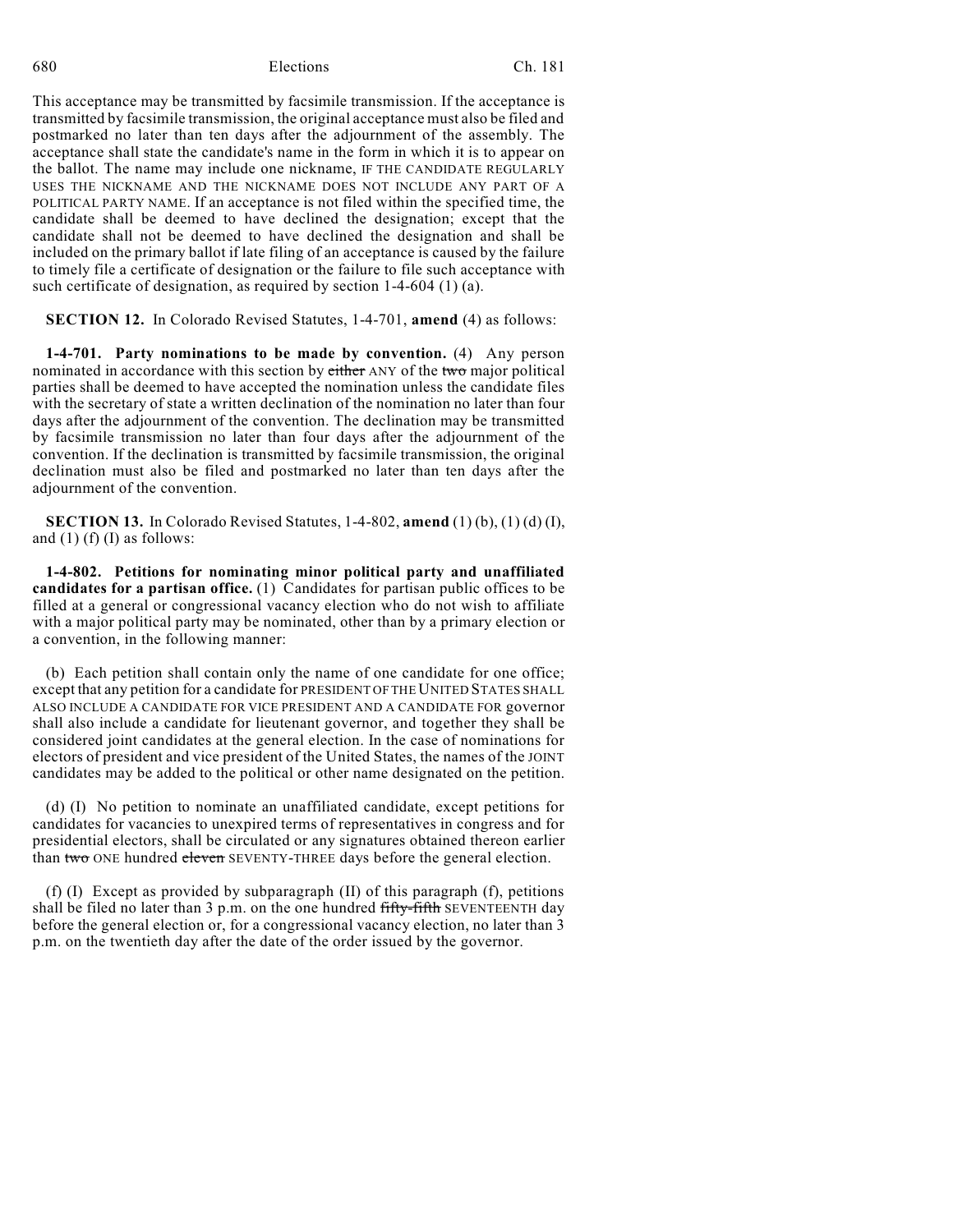This acceptance may be transmitted by facsimile transmission. If the acceptance is transmitted by facsimile transmission, the original acceptance must also be filed and postmarked no later than ten days after the adjournment of the assembly. The acceptance shall state the candidate's name in the form in which it is to appear on the ballot. The name may include one nickname, IF THE CANDIDATE REGULARLY USES THE NICKNAME AND THE NICKNAME DOES NOT INCLUDE ANY PART OF A POLITICAL PARTY NAME. If an acceptance is not filed within the specified time, the candidate shall be deemed to have declined the designation; except that the candidate shall not be deemed to have declined the designation and shall be included on the primary ballot if late filing of an acceptance is caused by the failure to timely file a certificate of designation or the failure to file such acceptance with such certificate of designation, as required by section 1-4-604 (1) (a).

**SECTION 12.** In Colorado Revised Statutes, 1-4-701, **amend** (4) as follows:

**1-4-701. Party nominations to be made by convention.** (4) Any person nominated in accordance with this section by ~~either~~ ANY of the ~~two~~ major political parties shall be deemed to have accepted the nomination unless the candidate files with the secretary of state a written declination of the nomination no later than four days after the adjournment of the convention. The declination may be transmitted by facsimile transmission no later than four days after the adjournment of the convention. If the declination is transmitted by facsimile transmission, the original declination must also be filed and postmarked no later than ten days after the adjournment of the convention.

**SECTION 13.** In Colorado Revised Statutes, 1-4-802, **amend** (1) (b), (1) (d) (I), and (1) (f) (I) as follows:

**1-4-802. Petitions for nominating minor political party and unaffiliated candidates for a partisan office.** (1) Candidates for partisan public offices to be filled at a general or congressional vacancy election who do not wish to affiliate with a major political party may be nominated, other than by a primary election or a convention, in the following manner:

(b) Each petition shall contain only the name of one candidate for one office; except that any petition for a candidate for PRESIDENT OF THE UNITED STATES SHALL ALSO INCLUDE A CANDIDATE FOR VICE PRESIDENT AND A CANDIDATE FOR governor shall also include a candidate for lieutenant governor, and together they shall be considered joint candidates at the general election. In the case of nominations for electors of president and vice president of the United States, the names of the JOINT candidates may be added to the political or other name designated on the petition.

(d) (I) No petition to nominate an unaffiliated candidate, except petitions for candidates for vacancies to unexpired terms of representatives in congress and for presidential electors, shall be circulated or any signatures obtained thereon earlier than ~~two~~ ONE hundred ~~eleven~~ SEVENTY-THREE days before the general election.

(f) (I) Except as provided by subparagraph (II) of this paragraph (f), petitions shall be filed no later than 3 p.m. on the one hundred ~~fifty-fifth~~ SEVENTEENTH day before the general election or, for a congressional vacancy election, no later than 3 p.m. on the twentieth day after the date of the order issued by the governor.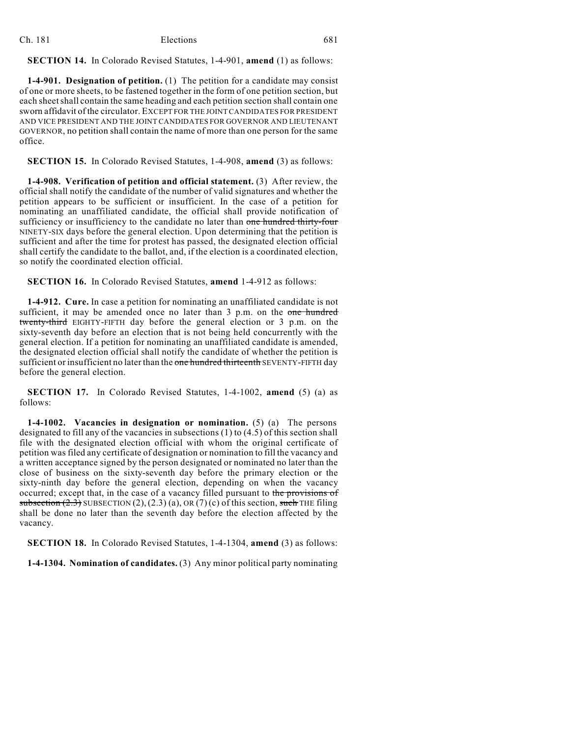**SECTION 14.** In Colorado Revised Statutes, 1-4-901, **amend** (1) as follows:

**1-4-901. Designation of petition.** (1) The petition for a candidate may consist of one or more sheets, to be fastened together in the form of one petition section, but each sheet shall contain the same heading and each petition section shall contain one sworn affidavit of the circulator. EXCEPT FOR THE JOINT CANDIDATES FOR PRESIDENT AND VICE PRESIDENT AND THE JOINT CANDIDATES FOR GOVERNOR AND LIEUTENANT GOVERNOR, no petition shall contain the name of more than one person for the same office.

**SECTION 15.** In Colorado Revised Statutes, 1-4-908, **amend** (3) as follows:

**1-4-908. Verification of petition and official statement.** (3) After review, the official shall notify the candidate of the number of valid signatures and whether the petition appears to be sufficient or insufficient. In the case of a petition for nominating an unaffiliated candidate, the official shall provide notification of sufficiency or insufficiency to the candidate no later than ~~one hundred thirty-four~~ NINETY-SIX days before the general election. Upon determining that the petition is sufficient and after the time for protest has passed, the designated election official shall certify the candidate to the ballot, and, if the election is a coordinated election, so notify the coordinated election official.

**SECTION 16.** In Colorado Revised Statutes, **amend** 1-4-912 as follows:

**1-4-912. Cure.** In case a petition for nominating an unaffiliated candidate is not sufficient, it may be amended once no later than 3 p.m. on the ~~one hundred twenty-third~~ EIGHTY-FIFTH day before the general election or 3 p.m. on the sixty-seventh day before an election that is not being held concurrently with the general election. If a petition for nominating an unaffiliated candidate is amended, the designated election official shall notify the candidate of whether the petition is sufficient or insufficient no later than the ~~one hundred thirteenth~~ SEVENTY-FIFTH day before the general election.

**SECTION 17.** In Colorado Revised Statutes, 1-4-1002, **amend** (5) (a) as follows:

**1-4-1002. Vacancies in designation or nomination.** (5) (a) The persons designated to fill any of the vacancies in subsections (1) to (4.5) of this section shall file with the designated election official with whom the original certificate of petition was filed any certificate of designation or nomination to fill the vacancy and a written acceptance signed by the person designated or nominated no later than the close of business on the sixty-seventh day before the primary election or the sixty-ninth day before the general election, depending on when the vacancy occurred; except that, in the case of a vacancy filled pursuant to ~~the provisions of subsection (2.3)~~ SUBSECTION (2), (2.3) (a), OR (7) (c) of this section, ~~such~~ THE filing shall be done no later than the seventh day before the election affected by the vacancy.

**SECTION 18.** In Colorado Revised Statutes, 1-4-1304, **amend** (3) as follows:

**1-4-1304. Nomination of candidates.** (3) Any minor political party nominating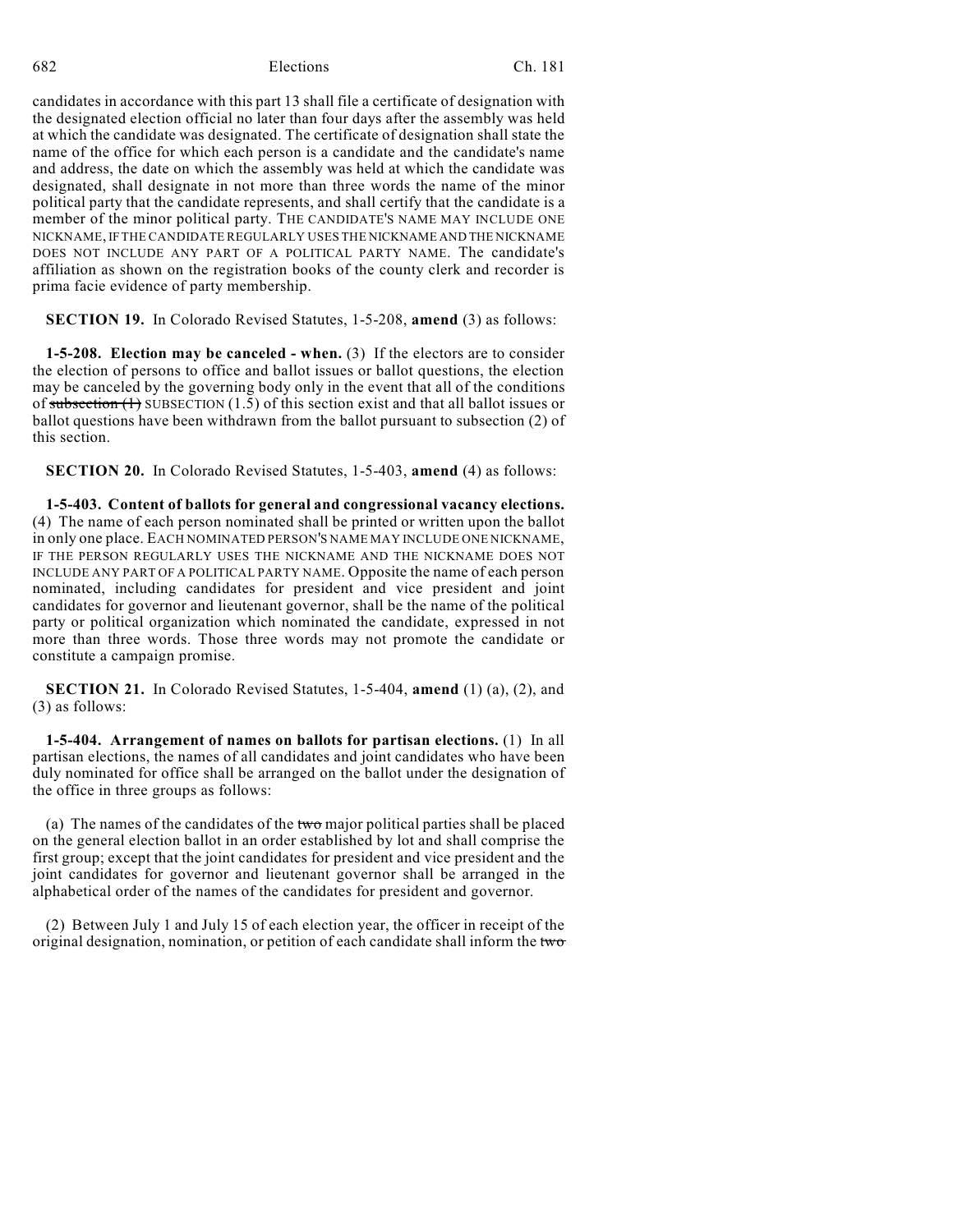candidates in accordance with this part 13 shall file a certificate of designation with the designated election official no later than four days after the assembly was held at which the candidate was designated. The certificate of designation shall state the name of the office for which each person is a candidate and the candidate's name and address, the date on which the assembly was held at which the candidate was designated, shall designate in not more than three words the name of the minor political party that the candidate represents, and shall certify that the candidate is a member of the minor political party. THE CANDIDATE'S NAME MAY INCLUDE ONE NICKNAME, IF THE CANDIDATE REGULARLY USES THE NICKNAME AND THE NICKNAME DOES NOT INCLUDE ANY PART OF A POLITICAL PARTY NAME. The candidate's affiliation as shown on the registration books of the county clerk and recorder is prima facie evidence of party membership.

**SECTION 19.** In Colorado Revised Statutes, 1-5-208, **amend** (3) as follows:

**1-5-208. Election may be canceled - when.** (3) If the electors are to consider the election of persons to office and ballot issues or ballot questions, the election may be canceled by the governing body only in the event that all of the conditions of ~~subsection (1)~~ SUBSECTION (1.5) of this section exist and that all ballot issues or ballot questions have been withdrawn from the ballot pursuant to subsection (2) of this section.

**SECTION 20.** In Colorado Revised Statutes, 1-5-403, **amend** (4) as follows:

**1-5-403. Content of ballots for general and congressional vacancy elections.** (4) The name of each person nominated shall be printed or written upon the ballot in only one place. EACH NOMINATED PERSON'S NAME MAY INCLUDE ONE NICKNAME, IF THE PERSON REGULARLY USES THE NICKNAME AND THE NICKNAME DOES NOT INCLUDE ANY PART OF A POLITICAL PARTY NAME. Opposite the name of each person nominated, including candidates for president and vice president and joint candidates for governor and lieutenant governor, shall be the name of the political party or political organization which nominated the candidate, expressed in not more than three words. Those three words may not promote the candidate or constitute a campaign promise.

**SECTION 21.** In Colorado Revised Statutes, 1-5-404, **amend** (1) (a), (2), and (3) as follows:

**1-5-404. Arrangement of names on ballots for partisan elections.** (1) In all partisan elections, the names of all candidates and joint candidates who have been duly nominated for office shall be arranged on the ballot under the designation of the office in three groups as follows:

(a) The names of the candidates of the ~~two~~ major political parties shall be placed on the general election ballot in an order established by lot and shall comprise the first group; except that the joint candidates for president and vice president and the joint candidates for governor and lieutenant governor shall be arranged in the alphabetical order of the names of the candidates for president and governor.

(2) Between July 1 and July 15 of each election year, the officer in receipt of the original designation, nomination, or petition of each candidate shall inform the ~~two~~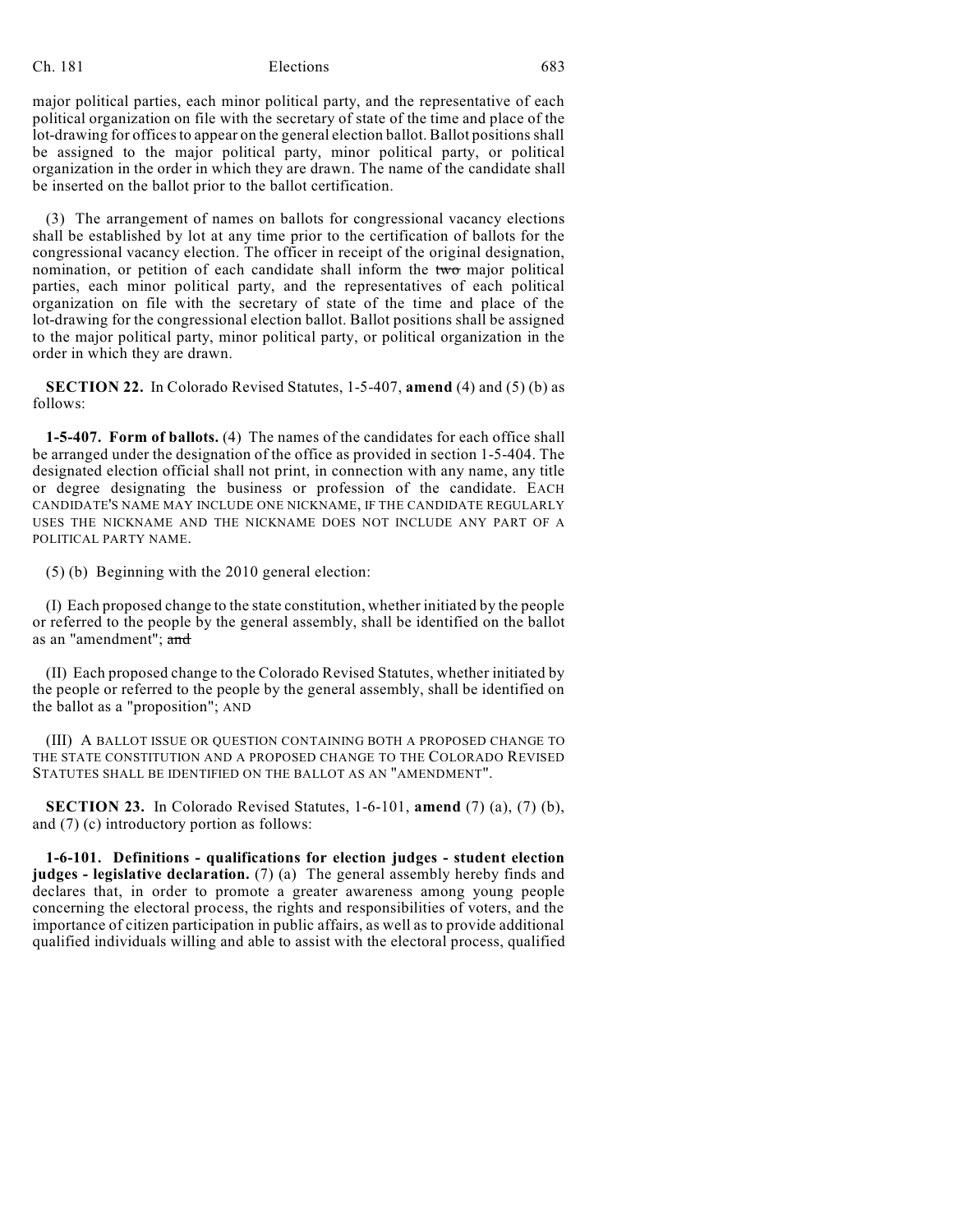major political parties, each minor political party, and the representative of each political organization on file with the secretary of state of the time and place of the lot-drawing for offices to appear on the general election ballot. Ballot positions shall be assigned to the major political party, minor political party, or political organization in the order in which they are drawn. The name of the candidate shall be inserted on the ballot prior to the ballot certification.

(3) The arrangement of names on ballots for congressional vacancy elections shall be established by lot at any time prior to the certification of ballots for the congressional vacancy election. The officer in receipt of the original designation, nomination, or petition of each candidate shall inform the ~~two~~ major political parties, each minor political party, and the representatives of each political organization on file with the secretary of state of the time and place of the lot-drawing for the congressional election ballot. Ballot positions shall be assigned to the major political party, minor political party, or political organization in the order in which they are drawn.

**SECTION 22.** In Colorado Revised Statutes, 1-5-407, **amend** (4) and (5) (b) as follows:

**1-5-407. Form of ballots.** (4) The names of the candidates for each office shall be arranged under the designation of the office as provided in section 1-5-404. The designated election official shall not print, in connection with any name, any title or degree designating the business or profession of the candidate. EACH CANDIDATE'S NAME MAY INCLUDE ONE NICKNAME, IF THE CANDIDATE REGULARLY USES THE NICKNAME AND THE NICKNAME DOES NOT INCLUDE ANY PART OF A POLITICAL PARTY NAME.

(5) (b) Beginning with the 2010 general election:

(I) Each proposed change to the state constitution, whether initiated by the people or referred to the people by the general assembly, shall be identified on the ballot as an "amendment"; ~~and~~

(II) Each proposed change to the Colorado Revised Statutes, whether initiated by the people or referred to the people by the general assembly, shall be identified on the ballot as a "proposition"; AND

(III) A BALLOT ISSUE OR QUESTION CONTAINING BOTH A PROPOSED CHANGE TO THE STATE CONSTITUTION AND A PROPOSED CHANGE TO THE COLORADO REVISED STATUTES SHALL BE IDENTIFIED ON THE BALLOT AS AN "AMENDMENT".

**SECTION 23.** In Colorado Revised Statutes, 1-6-101, **amend** (7) (a), (7) (b), and (7) (c) introductory portion as follows:

**1-6-101. Definitions - qualifications for election judges - student election judges - legislative declaration.** (7) (a) The general assembly hereby finds and declares that, in order to promote a greater awareness among young people concerning the electoral process, the rights and responsibilities of voters, and the importance of citizen participation in public affairs, as well as to provide additional qualified individuals willing and able to assist with the electoral process, qualified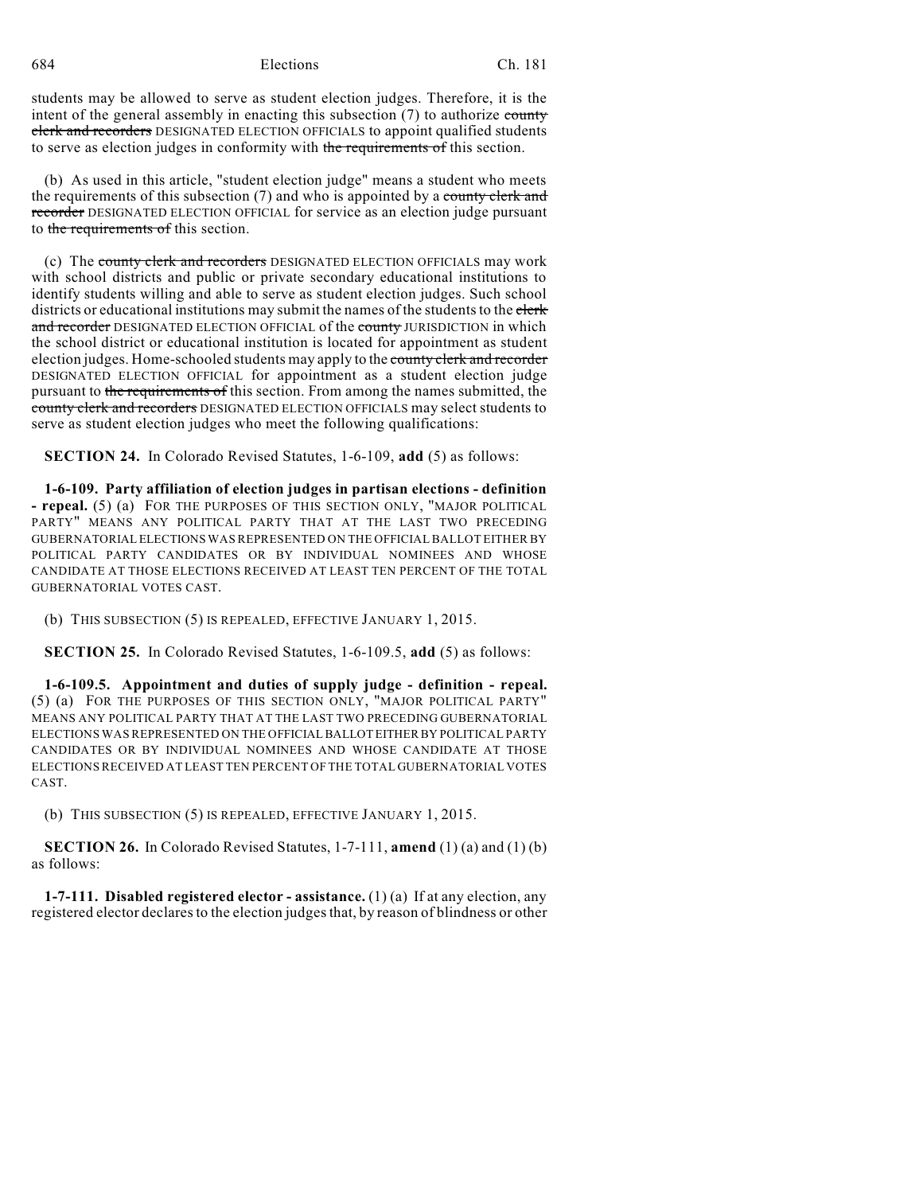students may be allowed to serve as student election judges. Therefore, it is the intent of the general assembly in enacting this subsection (7) to authorize ~~county clerk and recorders~~ DESIGNATED ELECTION OFFICIALS to appoint qualified students to serve as election judges in conformity with ~~the requirements of~~ this section.

(b) As used in this article, "student election judge" means a student who meets the requirements of this subsection (7) and who is appointed by a ~~county clerk and recorder~~ DESIGNATED ELECTION OFFICIAL for service as an election judge pursuant to ~~the requirements of~~ this section.

(c) The ~~county clerk and recorders~~ DESIGNATED ELECTION OFFICIALS may work with school districts and public or private secondary educational institutions to identify students willing and able to serve as student election judges. Such school districts or educational institutions may submit the names of the students to the ~~clerk and recorder~~ DESIGNATED ELECTION OFFICIAL of the ~~county~~ JURISDICTION in which the school district or educational institution is located for appointment as student election judges. Home-schooled students may apply to the ~~county clerk and recorder~~ DESIGNATED ELECTION OFFICIAL for appointment as a student election judge pursuant to ~~the requirements of~~ this section. From among the names submitted, the ~~county clerk and recorders~~ DESIGNATED ELECTION OFFICIALS may select students to serve as student election judges who meet the following qualifications:

**SECTION 24.** In Colorado Revised Statutes, 1-6-109, **add** (5) as follows:

**1-6-109. Party affiliation of election judges in partisan elections - definition - repeal.** (5) (a) FOR THE PURPOSES OF THIS SECTION ONLY, "MAJOR POLITICAL PARTY" MEANS ANY POLITICAL PARTY THAT AT THE LAST TWO PRECEDING GUBERNATORIAL ELECTIONS WAS REPRESENTED ON THE OFFICIAL BALLOT EITHER BY POLITICAL PARTY CANDIDATES OR BY INDIVIDUAL NOMINEES AND WHOSE CANDIDATE AT THOSE ELECTIONS RECEIVED AT LEAST TEN PERCENT OF THE TOTAL GUBERNATORIAL VOTES CAST.

(b) THIS SUBSECTION (5) IS REPEALED, EFFECTIVE JANUARY 1, 2015.

**SECTION 25.** In Colorado Revised Statutes, 1-6-109.5, **add** (5) as follows:

**1-6-109.5. Appointment and duties of supply judge - definition - repeal.** (5) (a) FOR THE PURPOSES OF THIS SECTION ONLY, "MAJOR POLITICAL PARTY" MEANS ANY POLITICAL PARTY THAT AT THE LAST TWO PRECEDING GUBERNATORIAL ELECTIONS WAS REPRESENTED ON THE OFFICIAL BALLOT EITHER BY POLITICAL PARTY CANDIDATES OR BY INDIVIDUAL NOMINEES AND WHOSE CANDIDATE AT THOSE ELECTIONS RECEIVED AT LEAST TEN PERCENT OF THE TOTAL GUBERNATORIAL VOTES CAST.

(b) THIS SUBSECTION (5) IS REPEALED, EFFECTIVE JANUARY 1, 2015.

**SECTION 26.** In Colorado Revised Statutes, 1-7-111, **amend** (1) (a) and (1) (b) as follows:

**1-7-111. Disabled registered elector - assistance.** (1) (a) If at any election, any registered elector declares to the election judges that, by reason of blindness or other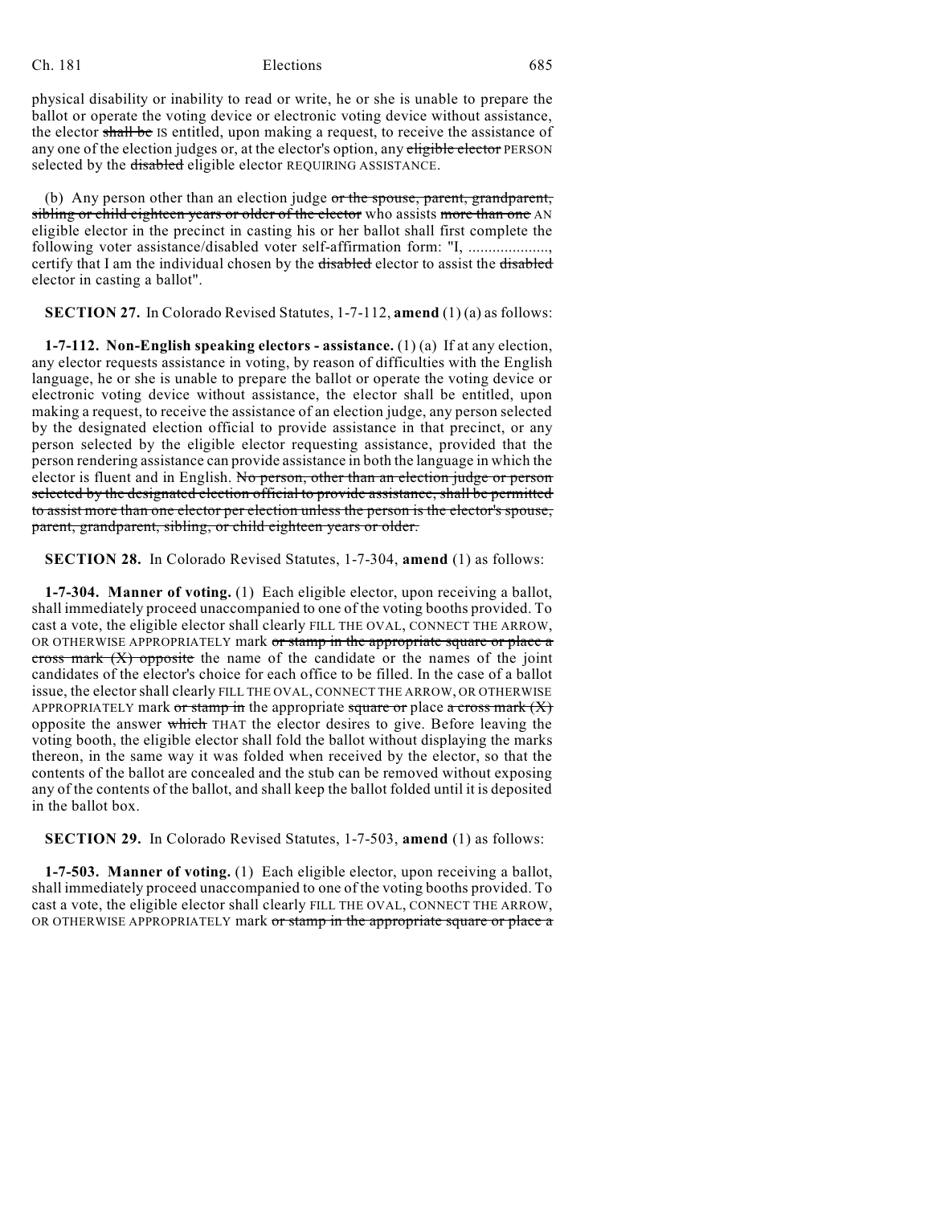physical disability or inability to read or write, he or she is unable to prepare the ballot or operate the voting device or electronic voting device without assistance, the elector ~~shall be~~ IS entitled, upon making a request, to receive the assistance of any one of the election judges or, at the elector's option, any ~~eligible elector~~ PERSON selected by the ~~disabled~~ eligible elector REQUIRING ASSISTANCE.

(b) Any person other than an election judge ~~or the spouse, parent, grandparent, sibling or child eighteen years or older of the elector~~ who assists ~~more than one~~ AN eligible elector in the precinct in casting his or her ballot shall first complete the following voter assistance/disabled voter self-affirmation form: "I, ...................., certify that I am the individual chosen by the ~~disabled~~ elector to assist the ~~disabled~~ elector in casting a ballot".

**SECTION 27.** In Colorado Revised Statutes, 1-7-112, **amend** (1) (a) as follows:

**1-7-112. Non-English speaking electors - assistance.** (1) (a) If at any election, any elector requests assistance in voting, by reason of difficulties with the English language, he or she is unable to prepare the ballot or operate the voting device or electronic voting device without assistance, the elector shall be entitled, upon making a request, to receive the assistance of an election judge, any person selected by the designated election official to provide assistance in that precinct, or any person selected by the eligible elector requesting assistance, provided that the person rendering assistance can provide assistance in both the language in which the elector is fluent and in English. ~~No person, other than an election judge or person selected by the designated election official to provide assistance, shall be permitted to assist more than one elector per election unless the person is the elector's spouse, parent, grandparent, sibling, or child eighteen years or older.~~

**SECTION 28.** In Colorado Revised Statutes, 1-7-304, **amend** (1) as follows:

**1-7-304. Manner of voting.** (1) Each eligible elector, upon receiving a ballot, shall immediately proceed unaccompanied to one of the voting booths provided. To cast a vote, the eligible elector shall clearly FILL THE OVAL, CONNECT THE ARROW, OR OTHERWISE APPROPRIATELY mark ~~or stamp in the appropriate square or place a cross mark (X) opposite~~ the name of the candidate or the names of the joint candidates of the elector's choice for each office to be filled. In the case of a ballot issue, the elector shall clearly FILL THE OVAL, CONNECT THE ARROW, OR OTHERWISE APPROPRIATELY mark ~~or stamp in~~ the appropriate ~~square or~~ place ~~a cross mark (X)~~ opposite the answer ~~which~~ THAT the elector desires to give. Before leaving the voting booth, the eligible elector shall fold the ballot without displaying the marks thereon, in the same way it was folded when received by the elector, so that the contents of the ballot are concealed and the stub can be removed without exposing any of the contents of the ballot, and shall keep the ballot folded until it is deposited in the ballot box.

**SECTION 29.** In Colorado Revised Statutes, 1-7-503, **amend** (1) as follows:

**1-7-503. Manner of voting.** (1) Each eligible elector, upon receiving a ballot, shall immediately proceed unaccompanied to one of the voting booths provided. To cast a vote, the eligible elector shall clearly FILL THE OVAL, CONNECT THE ARROW, OR OTHERWISE APPROPRIATELY mark ~~or stamp in the appropriate square or place a~~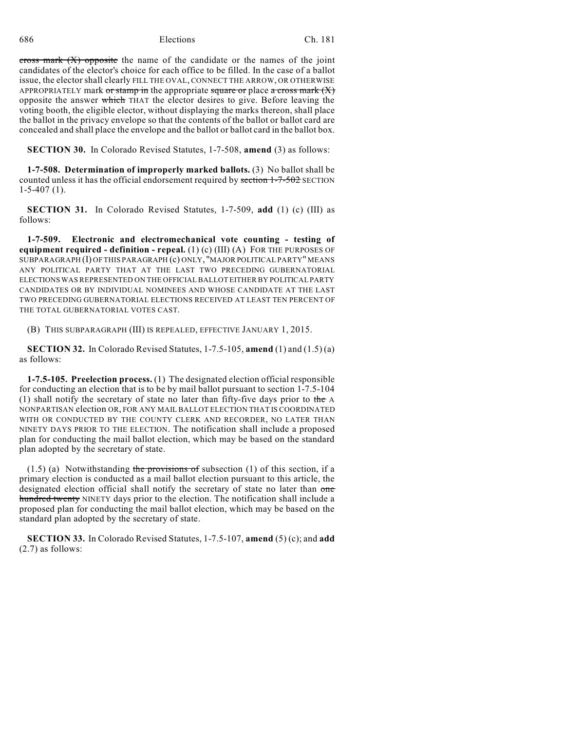cross mark (X) opposite the name of the candidate or the names of the joint candidates of the elector's choice for each office to be filled. In the case of a ballot issue, the elector shall clearly FILL THE OVAL, CONNECT THE ARROW, OR OTHERWISE APPROPRIATELY mark or stamp in the appropriate square or place a cross mark (X) opposite the answer which THAT the elector desires to give. Before leaving the voting booth, the eligible elector, without displaying the marks thereon, shall place the ballot in the privacy envelope so that the contents of the ballot or ballot card are concealed and shall place the envelope and the ballot or ballot card in the ballot box.

**SECTION 30.** In Colorado Revised Statutes, 1-7-508, **amend** (3) as follows:

**1-7-508. Determination of improperly marked ballots.** (3) No ballot shall be counted unless it has the official endorsement required by section 1-7-502 SECTION 1-5-407 (1).

**SECTION 31.** In Colorado Revised Statutes, 1-7-509, **add** (1) (c) (III) as follows:

**1-7-509. Electronic and electromechanical vote counting - testing of equipment required - definition - repeal.** (1) (c) (III) (A) FOR THE PURPOSES OF SUBPARAGRAPH (I) OF THIS PARAGRAPH (c) ONLY, "MAJOR POLITICAL PARTY" MEANS ANY POLITICAL PARTY THAT AT THE LAST TWO PRECEDING GUBERNATORIAL ELECTIONS WAS REPRESENTED ON THE OFFICIAL BALLOT EITHER BY POLITICAL PARTY CANDIDATES OR BY INDIVIDUAL NOMINEES AND WHOSE CANDIDATE AT THE LAST TWO PRECEDING GUBERNATORIAL ELECTIONS RECEIVED AT LEAST TEN PERCENT OF THE TOTAL GUBERNATORIAL VOTES CAST.

(B) THIS SUBPARAGRAPH (III) IS REPEALED, EFFECTIVE JANUARY 1, 2015.

**SECTION 32.** In Colorado Revised Statutes, 1-7.5-105, **amend** (1) and (1.5) (a) as follows:

**1-7.5-105. Preelection process.** (1) The designated election official responsible for conducting an election that is to be by mail ballot pursuant to section 1-7.5-104 (1) shall notify the secretary of state no later than fifty-five days prior to the A NONPARTISAN election OR, FOR ANY MAIL BALLOT ELECTION THAT IS COORDINATED WITH OR CONDUCTED BY THE COUNTY CLERK AND RECORDER, NO LATER THAN NINETY DAYS PRIOR TO THE ELECTION. The notification shall include a proposed plan for conducting the mail ballot election, which may be based on the standard plan adopted by the secretary of state.

(1.5) (a) Notwithstanding the provisions of subsection (1) of this section, if a primary election is conducted as a mail ballot election pursuant to this article, the designated election official shall notify the secretary of state no later than one hundred twenty NINETY days prior to the election. The notification shall include a proposed plan for conducting the mail ballot election, which may be based on the standard plan adopted by the secretary of state.

**SECTION 33.** In Colorado Revised Statutes, 1-7.5-107, **amend** (5) (c); and **add** (2.7) as follows: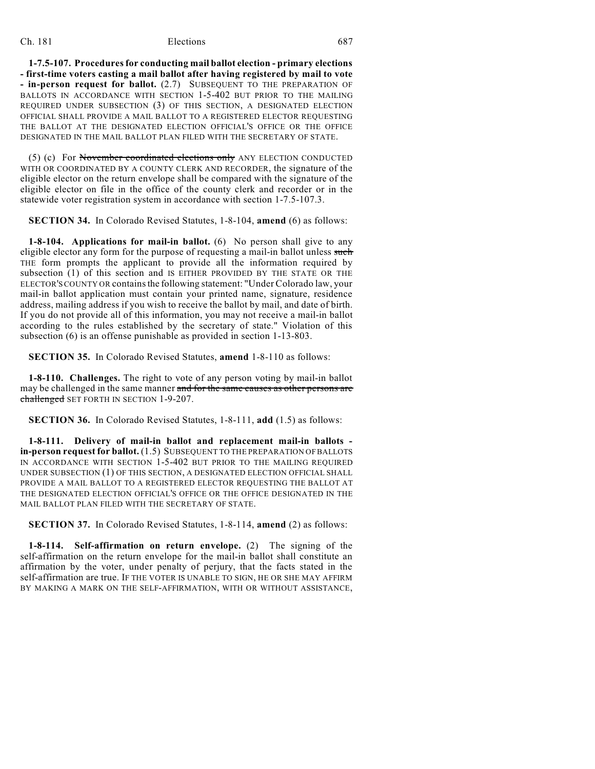**1-7.5-107. Procedures for conducting mail ballot election - primary elections - first-time voters casting a mail ballot after having registered by mail to vote - in-person request for ballot.** (2.7) SUBSEQUENT TO THE PREPARATION OF BALLOTS IN ACCORDANCE WITH SECTION 1-5-402 BUT PRIOR TO THE MAILING REQUIRED UNDER SUBSECTION (3) OF THIS SECTION, A DESIGNATED ELECTION OFFICIAL SHALL PROVIDE A MAIL BALLOT TO A REGISTERED ELECTOR REQUESTING THE BALLOT AT THE DESIGNATED ELECTION OFFICIAL'S OFFICE OR THE OFFICE DESIGNATED IN THE MAIL BALLOT PLAN FILED WITH THE SECRETARY OF STATE.

(5) (c) For ~~November coordinated elections only~~ ANY ELECTION CONDUCTED WITH OR COORDINATED BY A COUNTY CLERK AND RECORDER, the signature of the eligible elector on the return envelope shall be compared with the signature of the eligible elector on file in the office of the county clerk and recorder or in the statewide voter registration system in accordance with section 1-7.5-107.3.

**SECTION 34.** In Colorado Revised Statutes, 1-8-104, **amend** (6) as follows:

**1-8-104. Applications for mail-in ballot.** (6) No person shall give to any eligible elector any form for the purpose of requesting a mail-in ballot unless ~~such~~ THE form prompts the applicant to provide all the information required by subsection (1) of this section and IS EITHER PROVIDED BY THE STATE OR THE ELECTOR'S COUNTY OR contains the following statement: "Under Colorado law, your mail-in ballot application must contain your printed name, signature, residence address, mailing address if you wish to receive the ballot by mail, and date of birth. If you do not provide all of this information, you may not receive a mail-in ballot according to the rules established by the secretary of state." Violation of this subsection (6) is an offense punishable as provided in section 1-13-803.

**SECTION 35.** In Colorado Revised Statutes, **amend** 1-8-110 as follows:

**1-8-110. Challenges.** The right to vote of any person voting by mail-in ballot may be challenged in the same manner ~~and for the same causes as other persons are challenged~~ SET FORTH IN SECTION 1-9-207.

**SECTION 36.** In Colorado Revised Statutes, 1-8-111, **add** (1.5) as follows:

**1-8-111. Delivery of mail-in ballot and replacement mail-in ballots - in-person request for ballot.** (1.5) SUBSEQUENT TO THE PREPARATION OF BALLOTS IN ACCORDANCE WITH SECTION 1-5-402 BUT PRIOR TO THE MAILING REQUIRED UNDER SUBSECTION (1) OF THIS SECTION, A DESIGNATED ELECTION OFFICIAL SHALL PROVIDE A MAIL BALLOT TO A REGISTERED ELECTOR REQUESTING THE BALLOT AT THE DESIGNATED ELECTION OFFICIAL'S OFFICE OR THE OFFICE DESIGNATED IN THE MAIL BALLOT PLAN FILED WITH THE SECRETARY OF STATE.

**SECTION 37.** In Colorado Revised Statutes, 1-8-114, **amend** (2) as follows:

**1-8-114. Self-affirmation on return envelope.** (2) The signing of the self-affirmation on the return envelope for the mail-in ballot shall constitute an affirmation by the voter, under penalty of perjury, that the facts stated in the self-affirmation are true. IF THE VOTER IS UNABLE TO SIGN, HE OR SHE MAY AFFIRM BY MAKING A MARK ON THE SELF-AFFIRMATION, WITH OR WITHOUT ASSISTANCE,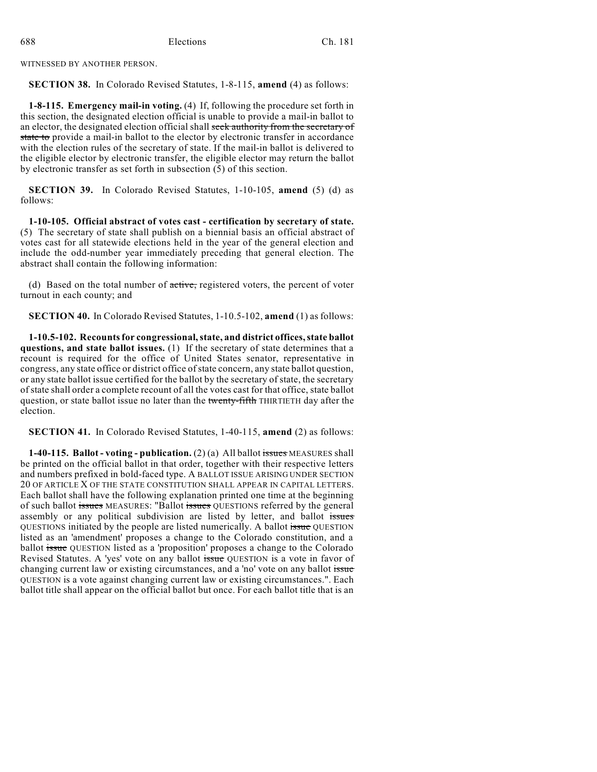WITNESSED BY ANOTHER PERSON.

**SECTION 38.** In Colorado Revised Statutes, 1-8-115, **amend** (4) as follows:

**1-8-115. Emergency mail-in voting.** (4) If, following the procedure set forth in this section, the designated election official is unable to provide a mail-in ballot to an elector, the designated election official shall ~~seek authority from the secretary of state to~~ provide a mail-in ballot to the elector by electronic transfer in accordance with the election rules of the secretary of state. If the mail-in ballot is delivered to the eligible elector by electronic transfer, the eligible elector may return the ballot by electronic transfer as set forth in subsection (5) of this section.

**SECTION 39.** In Colorado Revised Statutes, 1-10-105, **amend** (5) (d) as follows:

**1-10-105. Official abstract of votes cast - certification by secretary of state.** (5) The secretary of state shall publish on a biennial basis an official abstract of votes cast for all statewide elections held in the year of the general election and include the odd-number year immediately preceding that general election. The abstract shall contain the following information:

(d) Based on the total number of ~~active,~~ registered voters, the percent of voter turnout in each county; and

**SECTION 40.** In Colorado Revised Statutes, 1-10.5-102, **amend** (1) as follows:

**1-10.5-102. Recounts for congressional, state, and district offices, state ballot questions, and state ballot issues.** (1) If the secretary of state determines that a recount is required for the office of United States senator, representative in congress, any state office or district office of state concern, any state ballot question, or any state ballot issue certified for the ballot by the secretary of state, the secretary of state shall order a complete recount of all the votes cast for that office, state ballot question, or state ballot issue no later than the ~~twenty-fifth~~ THIRTIETH day after the election.

**SECTION 41.** In Colorado Revised Statutes, 1-40-115, **amend** (2) as follows:

**1-40-115. Ballot - voting - publication.** (2) (a) All ballot ~~issues~~ MEASURES shall be printed on the official ballot in that order, together with their respective letters and numbers prefixed in bold-faced type. A BALLOT ISSUE ARISING UNDER SECTION 20 OF ARTICLE X OF THE STATE CONSTITUTION SHALL APPEAR IN CAPITAL LETTERS. Each ballot shall have the following explanation printed one time at the beginning of such ballot ~~issues~~ MEASURES: "Ballot ~~issues~~ QUESTIONS referred by the general assembly or any political subdivision are listed by letter, and ballot ~~issues~~ QUESTIONS initiated by the people are listed numerically. A ballot ~~issue~~ QUESTION listed as an 'amendment' proposes a change to the Colorado constitution, and a ballot ~~issue~~ QUESTION listed as a 'proposition' proposes a change to the Colorado Revised Statutes. A 'yes' vote on any ballot ~~issue~~ QUESTION is a vote in favor of changing current law or existing circumstances, and a 'no' vote on any ballot ~~issue~~ QUESTION is a vote against changing current law or existing circumstances.". Each ballot title shall appear on the official ballot but once. For each ballot title that is an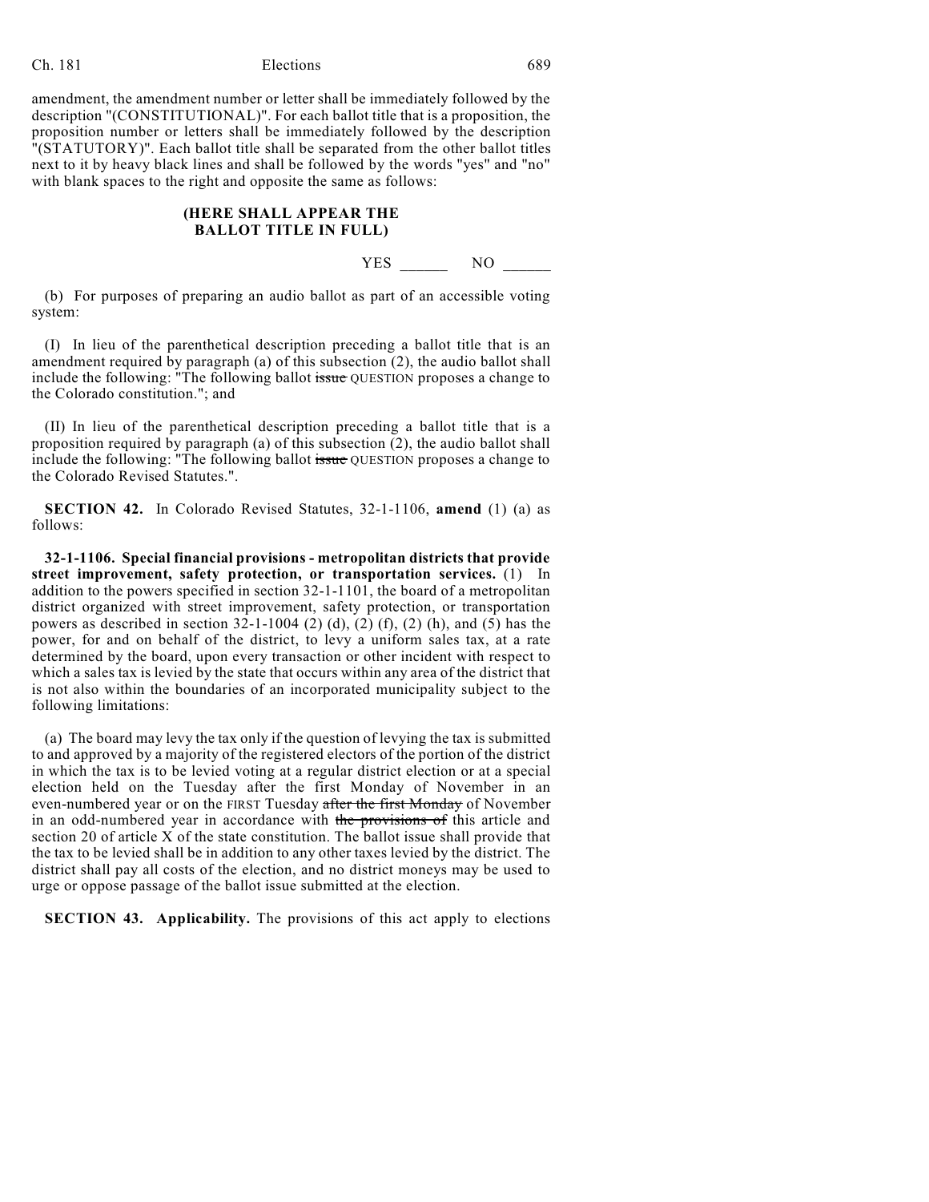amendment, the amendment number or letter shall be immediately followed by the description "(CONSTITUTIONAL)". For each ballot title that is a proposition, the proposition number or letters shall be immediately followed by the description "(STATUTORY)". Each ballot title shall be separated from the other ballot titles next to it by heavy black lines and shall be followed by the words "yes" and "no" with blank spaces to the right and opposite the same as follows:

**(HERE SHALL APPEAR THE BALLOT TITLE IN FULL)**

YES ______ NO ______

(b) For purposes of preparing an audio ballot as part of an accessible voting system:

(I) In lieu of the parenthetical description preceding a ballot title that is an amendment required by paragraph (a) of this subsection (2), the audio ballot shall include the following: "The following ballot ~~issue~~ QUESTION proposes a change to the Colorado constitution."; and

(II) In lieu of the parenthetical description preceding a ballot title that is a proposition required by paragraph (a) of this subsection (2), the audio ballot shall include the following: "The following ballot ~~issue~~ QUESTION proposes a change to the Colorado Revised Statutes.".

**SECTION 42.** In Colorado Revised Statutes, 32-1-1106, **amend** (1) (a) as follows:

**32-1-1106. Special financial provisions - metropolitan districts that provide street improvement, safety protection, or transportation services.** (1) In addition to the powers specified in section 32-1-1101, the board of a metropolitan district organized with street improvement, safety protection, or transportation powers as described in section 32-1-1004 (2) (d), (2) (f), (2) (h), and (5) has the power, for and on behalf of the district, to levy a uniform sales tax, at a rate determined by the board, upon every transaction or other incident with respect to which a sales tax is levied by the state that occurs within any area of the district that is not also within the boundaries of an incorporated municipality subject to the following limitations:

(a) The board may levy the tax only if the question of levying the tax is submitted to and approved by a majority of the registered electors of the portion of the district in which the tax is to be levied voting at a regular district election or at a special election held on the Tuesday after the first Monday of November in an even-numbered year or on the FIRST Tuesday ~~after the first Monday~~ of November in an odd-numbered year in accordance with ~~the provisions of~~ this article and section 20 of article X of the state constitution. The ballot issue shall provide that the tax to be levied shall be in addition to any other taxes levied by the district. The district shall pay all costs of the election, and no district moneys may be used to urge or oppose passage of the ballot issue submitted at the election.

**SECTION 43. Applicability.** The provisions of this act apply to elections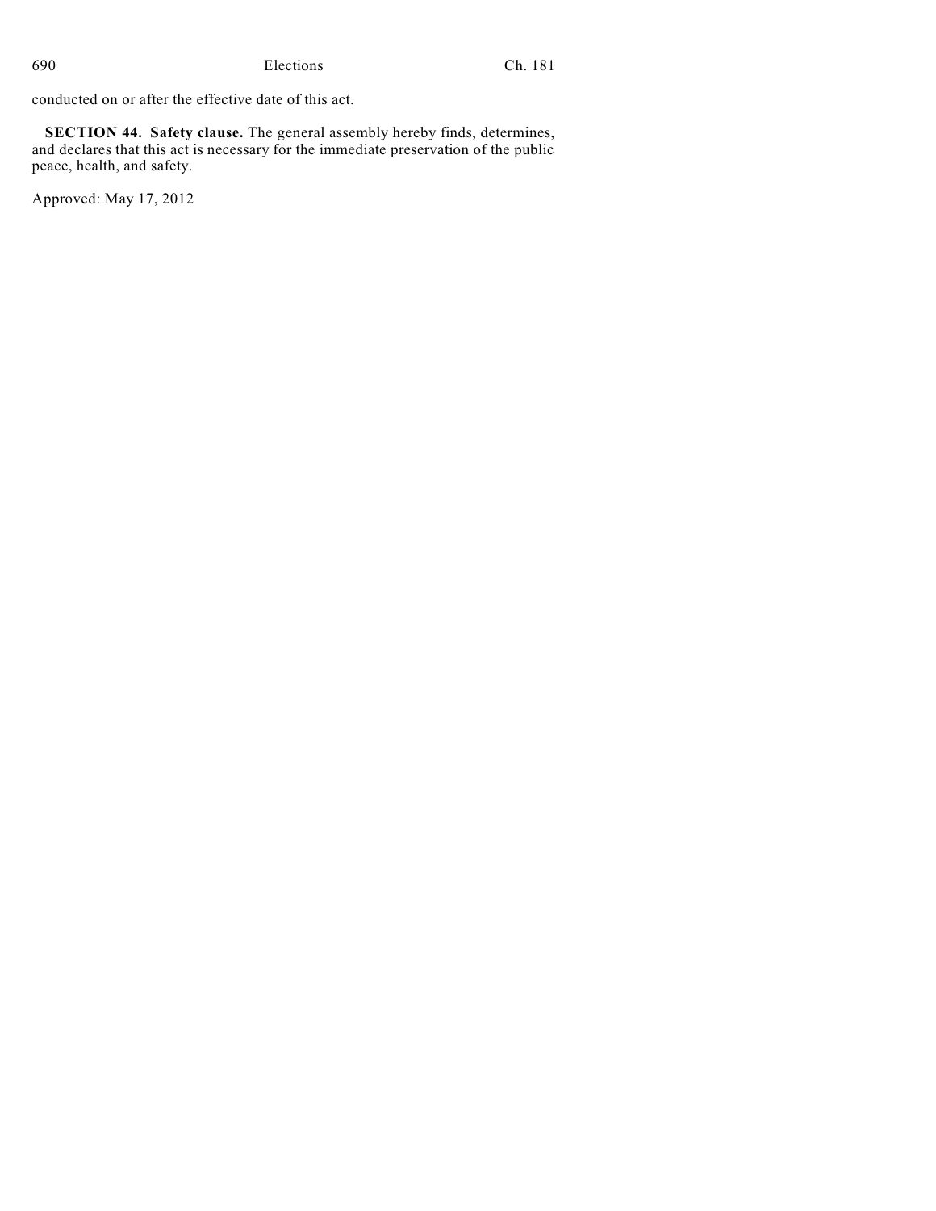conducted on or after the effective date of this act.

**SECTION 44. Safety clause.** The general assembly hereby finds, determines, and declares that this act is necessary for the immediate preservation of the public peace, health, and safety.

Approved: May 17, 2012